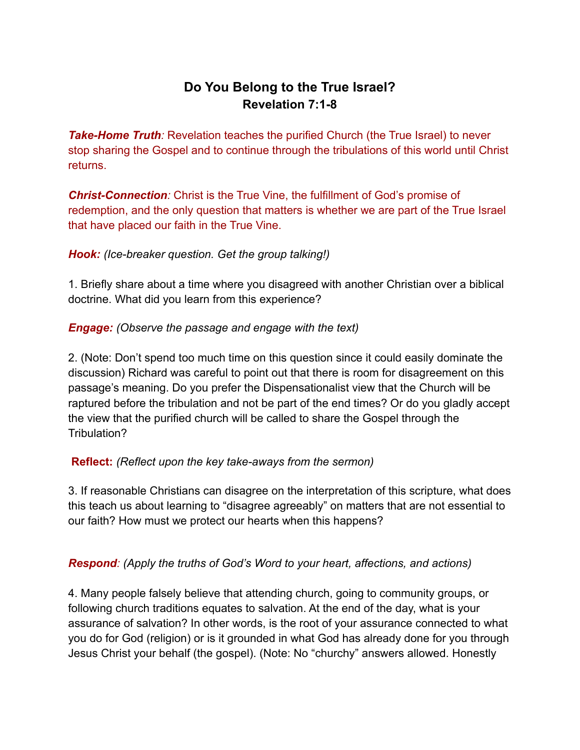# Do You Belong to the True Israel?
## Revelation 7:1-8

***Take-Home Truth**:* Revelation teaches the purified Church (the True Israel) to never stop sharing the Gospel and to continue through the tribulations of this world until Christ returns.

***Christ-Connection**:* Christ is the True Vine, the fulfillment of God's promise of redemption, and the only question that matters is whether we are part of the True Israel that have placed our faith in the True Vine.

***Hook:*** *(Ice-breaker question. Get the group talking!)*

1. Briefly share about a time where you disagreed with another Christian over a biblical doctrine. What did you learn from this experience?

***Engage:*** *(Observe the passage and engage with the text)*

2. (Note: Don't spend too much time on this question since it could easily dominate the discussion) Richard was careful to point out that there is room for disagreement on this passage's meaning. Do you prefer the Dispensationalist view that the Church will be raptured before the tribulation and not be part of the end times? Or do you gladly accept the view that the purified church will be called to share the Gospel through the Tribulation?

**Reflect:** *(Reflect upon the key take-aways from the sermon)*

3. If reasonable Christians can disagree on the interpretation of this scripture, what does this teach us about learning to "disagree agreeably" on matters that are not essential to our faith? How must we protect our hearts when this happens?

***Respond**: (Apply the truths of God's Word to your heart, affections, and actions)*

4. Many people falsely believe that attending church, going to community groups, or following church traditions equates to salvation. At the end of the day, what is your assurance of salvation? In other words, is the root of your assurance connected to what you do for God (religion) or is it grounded in what God has already done for you through Jesus Christ your behalf (the gospel). (Note: No "churchy" answers allowed. Honestly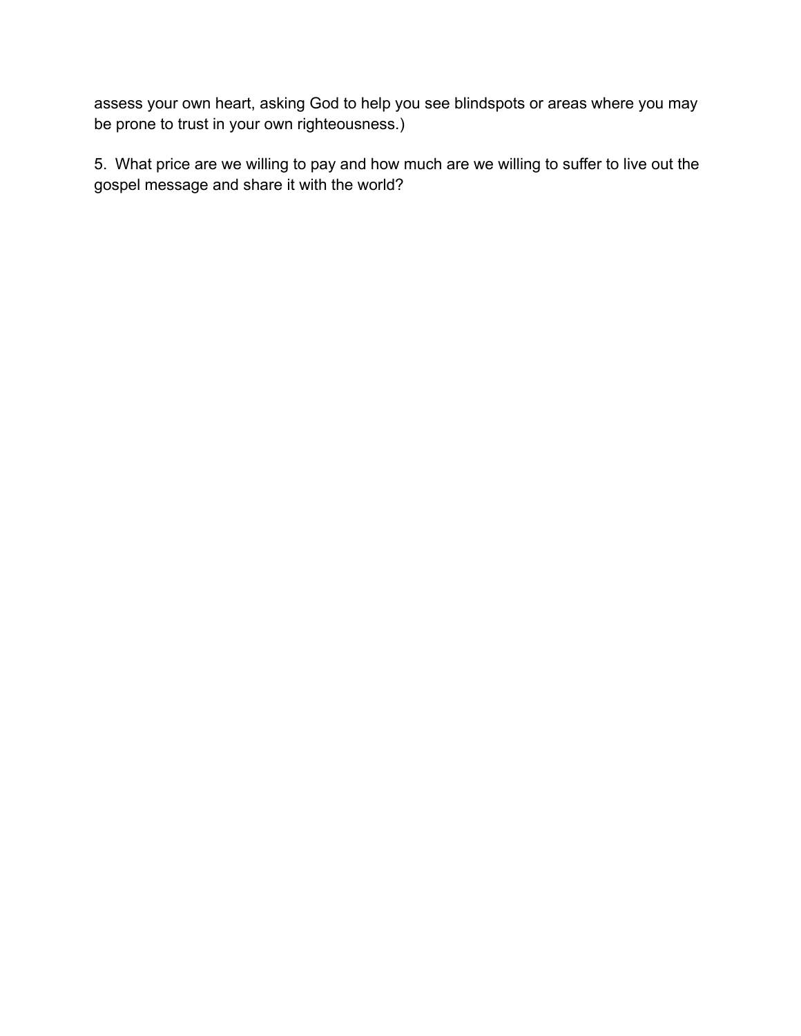assess your own heart, asking God to help you see blindspots or areas where you may be prone to trust in your own righteousness.)

5. What price are we willing to pay and how much are we willing to suffer to live out the gospel message and share it with the world?